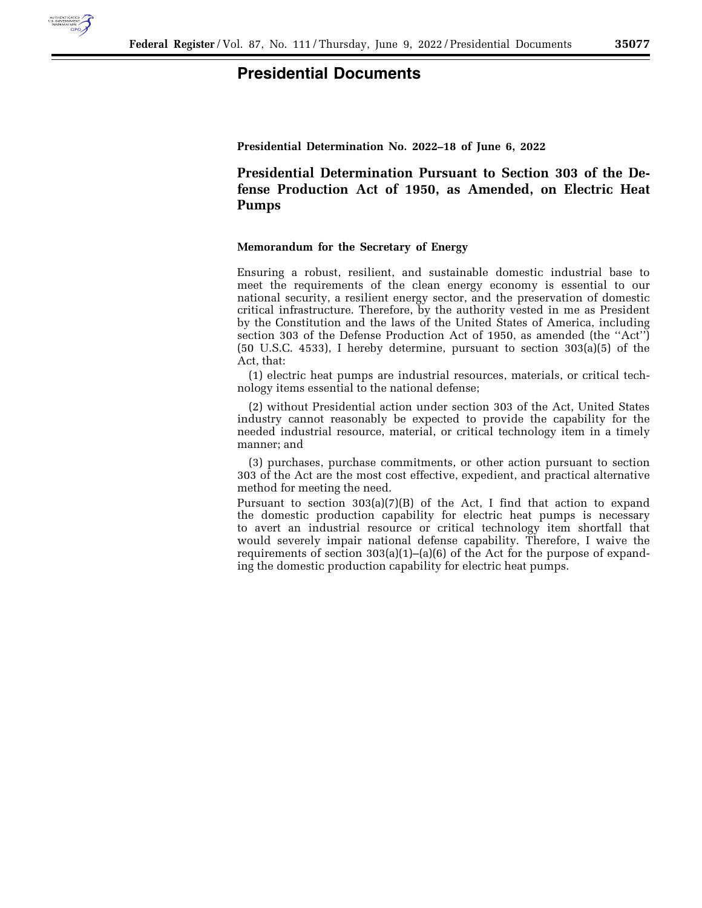# Presidential Documents

**Presidential Determination No. 2022–18 of June 6, 2022**

## Presidential Determination Pursuant to Section 303 of the Defense Production Act of 1950, as Amended, on Electric Heat Pumps

**Memorandum for the Secretary of Energy**

Ensuring a robust, resilient, and sustainable domestic industrial base to meet the requirements of the clean energy economy is essential to our national security, a resilient energy sector, and the preservation of domestic critical infrastructure. Therefore, by the authority vested in me as President by the Constitution and the laws of the United States of America, including section 303 of the Defense Production Act of 1950, as amended (the ''Act'') (50 U.S.C. 4533), I hereby determine, pursuant to section 303(a)(5) of the Act, that:

(1) electric heat pumps are industrial resources, materials, or critical technology items essential to the national defense;

(2) without Presidential action under section 303 of the Act, United States industry cannot reasonably be expected to provide the capability for the needed industrial resource, material, or critical technology item in a timely manner; and

(3) purchases, purchase commitments, or other action pursuant to section 303 of the Act are the most cost effective, expedient, and practical alternative method for meeting the need.

Pursuant to section 303(a)(7)(B) of the Act, I find that action to expand the domestic production capability for electric heat pumps is necessary to avert an industrial resource or critical technology item shortfall that would severely impair national defense capability. Therefore, I waive the requirements of section 303(a)(1)–(a)(6) of the Act for the purpose of expanding the domestic production capability for electric heat pumps.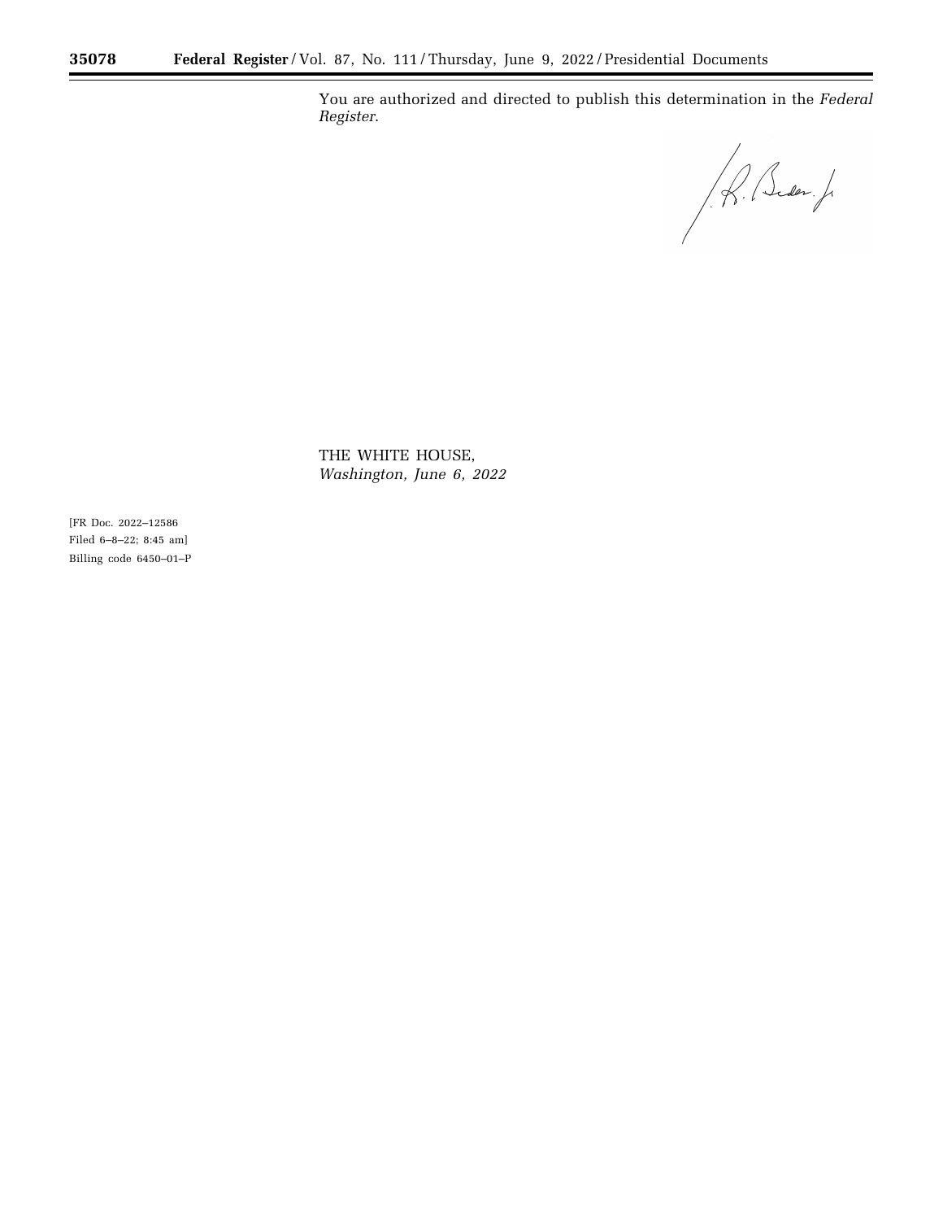You are authorized and directed to publish this determination in the *Federal Register*.

THE WHITE HOUSE,
*Washington, June 6, 2022*

[FR Doc. 2022–12586
Filed 6–8–22; 8:45 am]
Billing code 6450–01–P